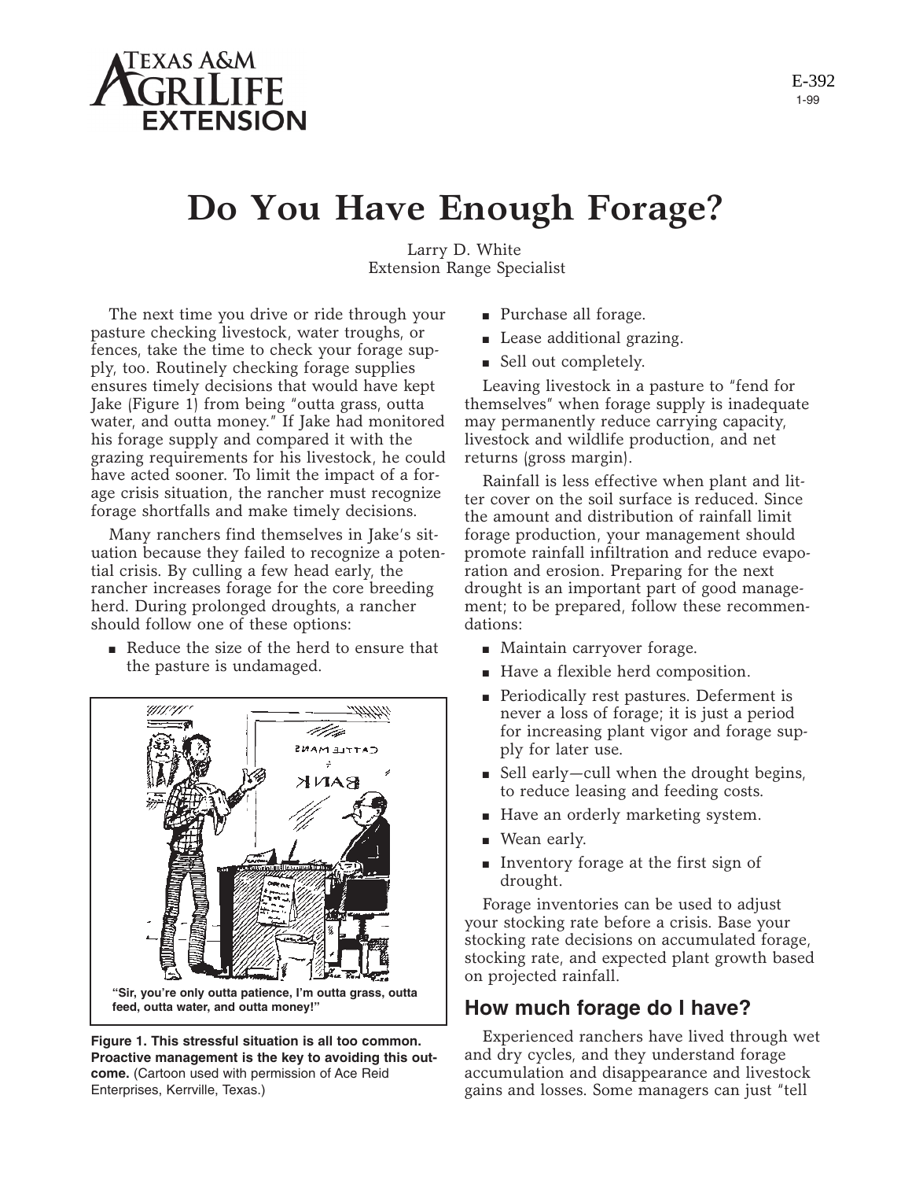# Do You Have Enough Forage?

Larry D. White
Extension Range Specialist

The next time you drive or ride through your pasture checking livestock, water troughs, or fences, take the time to check your forage supply, too. Routinely checking forage supplies ensures timely decisions that would have kept Jake (Figure 1) from being "outta grass, outta water, and outta money." If Jake had monitored his forage supply and compared it with the grazing requirements for his livestock, he could have acted sooner. To limit the impact of a forage crisis situation, the rancher must recognize forage shortfalls and make timely decisions.

Many ranchers find themselves in Jake's situation because they failed to recognize a potential crisis. By culling a few head early, the rancher increases forage for the core breeding herd. During prolonged droughts, a rancher should follow one of these options:

- Reduce the size of the herd to ensure that the pasture is undamaged.
- Purchase all forage.
- Lease additional grazing.
- Sell out completely.

"Sir, you're only outta patience, I'm outta grass, outta feed, outta water, and outta money!"

**Figure 1. This stressful situation is all too common. Proactive management is the key to avoiding this outcome.** (Cartoon used with permission of Ace Reid Enterprises, Kerrville, Texas.)

Leaving livestock in a pasture to "fend for themselves" when forage supply is inadequate may permanently reduce carrying capacity, livestock and wildlife production, and net returns (gross margin).

Rainfall is less effective when plant and litter cover on the soil surface is reduced. Since the amount and distribution of rainfall limit forage production, your management should promote rainfall infiltration and reduce evaporation and erosion. Preparing for the next drought is an important part of good management; to be prepared, follow these recommendations:

- Maintain carryover forage.
- Have a flexible herd composition.
- Periodically rest pastures. Deferment is never a loss of forage; it is just a period for increasing plant vigor and forage supply for later use.
- Sell early—cull when the drought begins, to reduce leasing and feeding costs.
- Have an orderly marketing system.
- Wean early.
- Inventory forage at the first sign of drought.

Forage inventories can be used to adjust your stocking rate before a crisis. Base your stocking rate decisions on accumulated forage, stocking rate, and expected plant growth based on projected rainfall.

## How much forage do I have?

Experienced ranchers have lived through wet and dry cycles, and they understand forage accumulation and disappearance and livestock gains and losses. Some managers can just "tell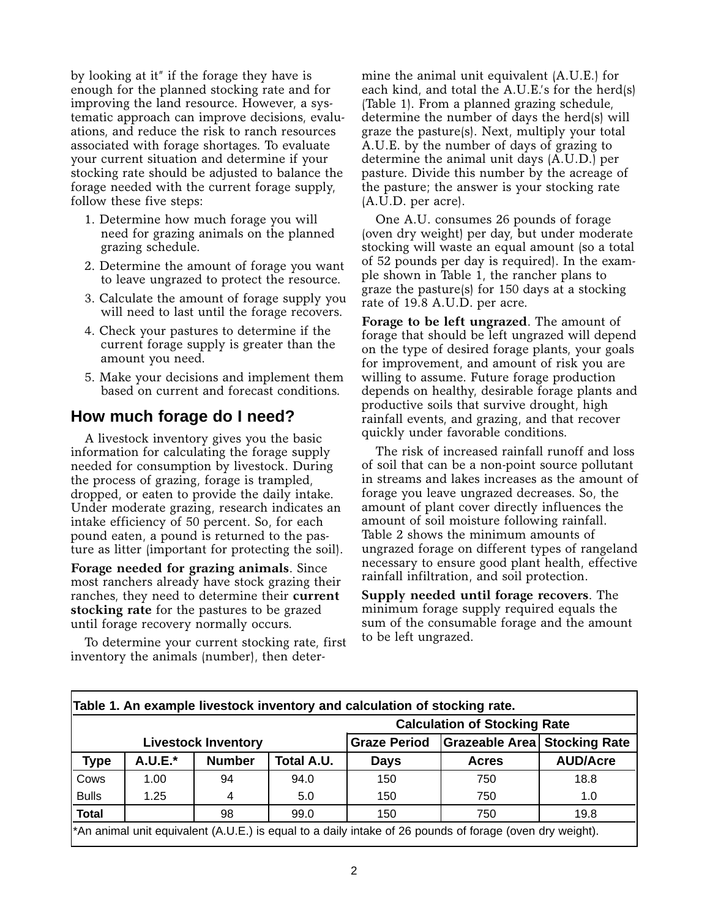by looking at it" if the forage they have is enough for the planned stocking rate and for improving the land resource. However, a systematic approach can improve decisions, evaluations, and reduce the risk to ranch resources associated with forage shortages. To evaluate your current situation and determine if your stocking rate should be adjusted to balance the forage needed with the current forage supply, follow these five steps:

1. Determine how much forage you will need for grazing animals on the planned grazing schedule.
2. Determine the amount of forage you want to leave ungrazed to protect the resource.
3. Calculate the amount of forage supply you will need to last until the forage recovers.
4. Check your pastures to determine if the current forage supply is greater than the amount you need.
5. Make your decisions and implement them based on current and forecast conditions.

## How much forage do I need?

A livestock inventory gives you the basic information for calculating the forage supply needed for consumption by livestock. During the process of grazing, forage is trampled, dropped, or eaten to provide the daily intake. Under moderate grazing, research indicates an intake efficiency of 50 percent. So, for each pound eaten, a pound is returned to the pasture as litter (important for protecting the soil).

**Forage needed for grazing animals**. Since most ranchers already have stock grazing their ranches, they need to determine their **current stocking rate** for the pastures to be grazed until forage recovery normally occurs.

To determine your current stocking rate, first inventory the animals (number), then determine the animal unit equivalent (A.U.E.) for each kind, and total the A.U.E.'s for the herd(s) (Table 1). From a planned grazing schedule, determine the number of days the herd(s) will graze the pasture(s). Next, multiply your total A.U.E. by the number of days of grazing to determine the animal unit days (A.U.D.) per pasture. Divide this number by the acreage of the pasture; the answer is your stocking rate (A.U.D. per acre).

One A.U. consumes 26 pounds of forage (oven dry weight) per day, but under moderate stocking will waste an equal amount (so a total of 52 pounds per day is required). In the example shown in Table 1, the rancher plans to graze the pasture(s) for 150 days at a stocking rate of 19.8 A.U.D. per acre.

**Forage to be left ungrazed**. The amount of forage that should be left ungrazed will depend on the type of desired forage plants, your goals for improvement, and amount of risk you are willing to assume. Future forage production depends on healthy, desirable forage plants and productive soils that survive drought, high rainfall events, and grazing, and that recover quickly under favorable conditions.

The risk of increased rainfall runoff and loss of soil that can be a non-point source pollutant in streams and lakes increases as the amount of forage you leave ungrazed decreases. So, the amount of plant cover directly influences the amount of soil moisture following rainfall. Table 2 shows the minimum amounts of ungrazed forage on different types of rangeland necessary to ensure good plant health, effective rainfall infiltration, and soil protection.

**Supply needed until forage recovers**. The minimum forage supply required equals the sum of the consumable forage and the amount to be left ungrazed.

**Table 1. An example livestock inventory and calculation of stocking rate.**

| Livestock Inventory | | | | Calculation of Stocking Rate | | |
|---|---|---|---|---|---|---|
| | | | | Graze Period | Grazeable Area | Stocking Rate |
| Type | A.U.E.* | Number | Total A.U. | Days | Acres | AUD/Acre |
| Cows | 1.00 | 94 | 94.0 | 150 | 750 | 18.8 |
| Bulls | 1.25 | 4 | 5.0 | 150 | 750 | 1.0 |
| Total | | 98 | 99.0 | 150 | 750 | 19.8 |

*An animal unit equivalent (A.U.E.) is equal to a daily intake of 26 pounds of forage (oven dry weight).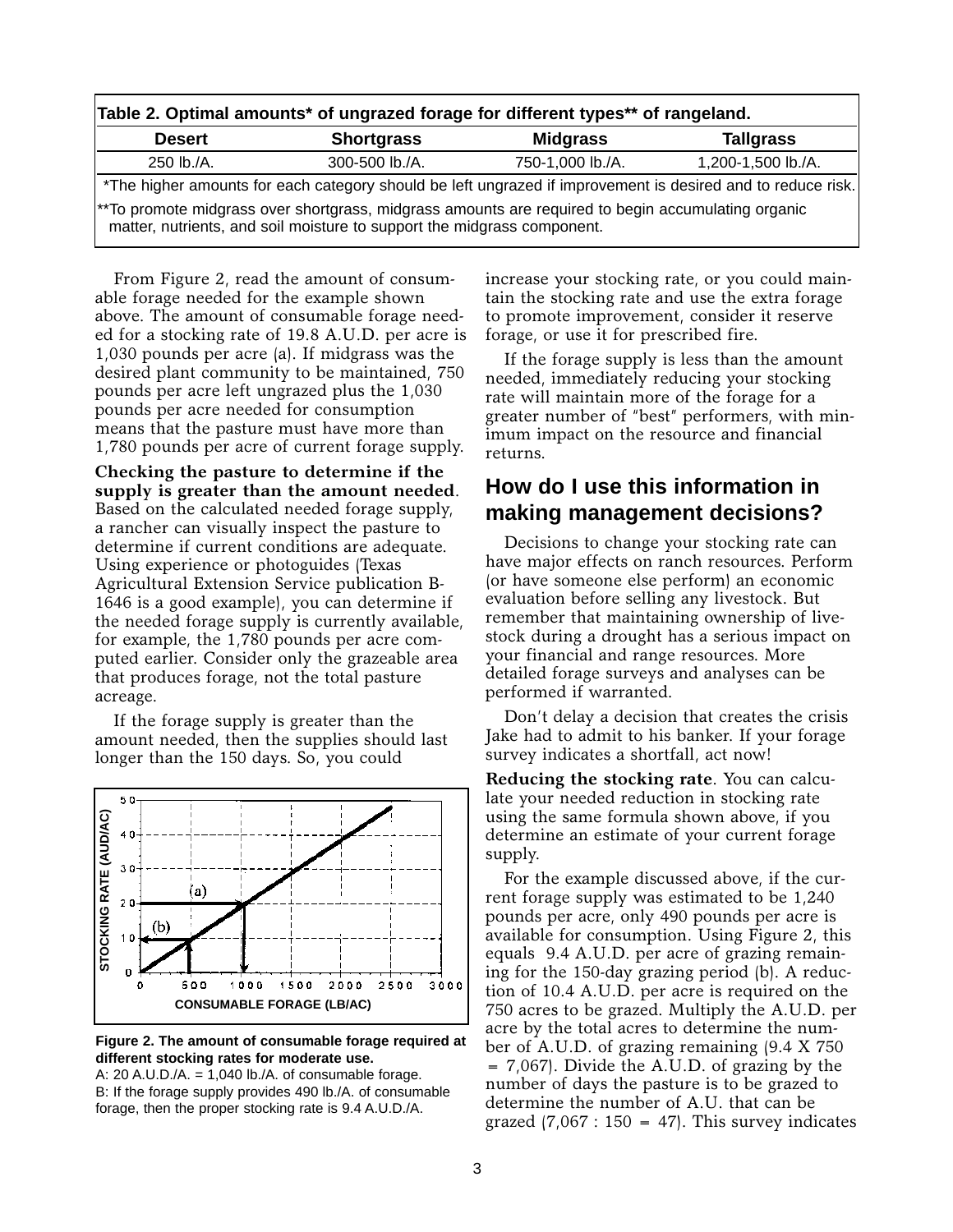**Table 2. Optimal amounts* of ungrazed forage for different types** of rangeland.**

| Desert | Shortgrass | Midgrass | Tallgrass |
|---|---|---|---|
| 250 lb./A. | 300-500 lb./A. | 750-1,000 lb./A. | 1,200-1,500 lb./A. |

*The higher amounts for each category should be left ungrazed if improvement is desired and to reduce risk.

**To promote midgrass over shortgrass, midgrass amounts are required to begin accumulating organic matter, nutrients, and soil moisture to support the midgrass component.

From Figure 2, read the amount of consumable forage needed for the example shown above. The amount of consumable forage needed for a stocking rate of 19.8 A.U.D. per acre is 1,030 pounds per acre (a). If midgrass was the desired plant community to be maintained, 750 pounds per acre left ungrazed plus the 1,030 pounds per acre needed for consumption means that the pasture must have more than 1,780 pounds per acre of current forage supply.

**Checking the pasture to determine if the supply is greater than the amount needed**. Based on the calculated needed forage supply, a rancher can visually inspect the pasture to determine if current conditions are adequate. Using experience or photoguides (Texas Agricultural Extension Service publication B-1646 is a good example), you can determine if the needed forage supply is currently available, for example, the 1,780 pounds per acre computed earlier. Consider only the grazeable area that produces forage, not the total pasture acreage.

If the forage supply is greater than the amount needed, then the supplies should last longer than the 150 days. So, you could increase your stocking rate, or you could maintain the stocking rate and use the extra forage to promote improvement, consider it reserve forage, or use it for prescribed fire.

If the forage supply is less than the amount needed, immediately reducing your stocking rate will maintain more of the forage for a greater number of "best" performers, with minimum impact on the resource and financial returns.

**Figure 2. The amount of consumable forage required at different stocking rates for moderate use.**
A: 20 A.U.D./A. = 1,040 lb./A. of consumable forage.
B: If the forage supply provides 490 lb./A. of consumable forage, then the proper stocking rate is 9.4 A.U.D./A.

## How do I use this information in making management decisions?

Decisions to change your stocking rate can have major effects on ranch resources. Perform (or have someone else perform) an economic evaluation before selling any livestock. But remember that maintaining ownership of livestock during a drought has a serious impact on your financial and range resources. More detailed forage surveys and analyses can be performed if warranted.

Don't delay a decision that creates the crisis Jake had to admit to his banker. If your forage survey indicates a shortfall, act now!

**Reducing the stocking rate**. You can calculate your needed reduction in stocking rate using the same formula shown above, if you determine an estimate of your current forage supply.

For the example discussed above, if the current forage supply was estimated to be 1,240 pounds per acre, only 490 pounds per acre is available for consumption. Using Figure 2, this equals 9.4 A.U.D. per acre of grazing remaining for the 150-day grazing period (b). A reduction of 10.4 A.U.D. per acre is required on the 750 acres to be grazed. Multiply the A.U.D. per acre by the total acres to determine the number of A.U.D. of grazing remaining (9.4 X 750 = 7,067). Divide the A.U.D. of grazing by the number of days the pasture is to be grazed to determine the number of A.U. that can be grazed (7,067 : 150 = 47). This survey indicates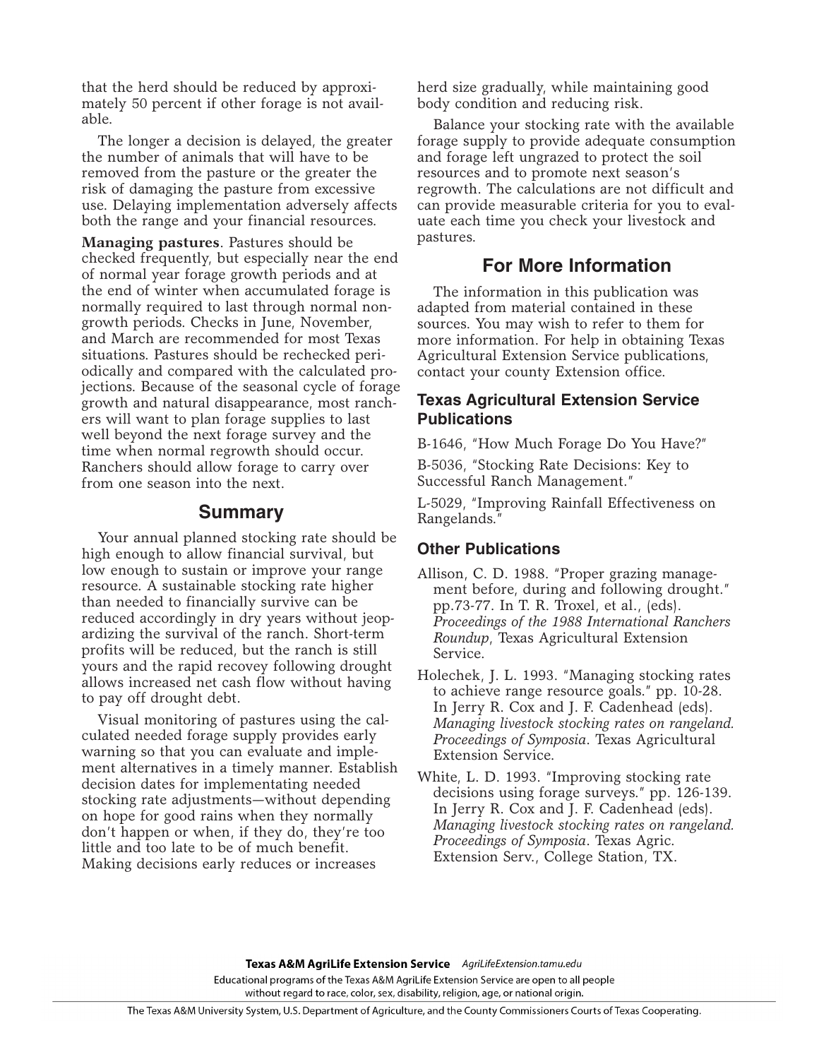that the herd should be reduced by approximately 50 percent if other forage is not available.

The longer a decision is delayed, the greater the number of animals that will have to be removed from the pasture or the greater the risk of damaging the pasture from excessive use. Delaying implementation adversely affects both the range and your financial resources.

**Managing pastures**. Pastures should be checked frequently, but especially near the end of normal year forage growth periods and at the end of winter when accumulated forage is normally required to last through normal nongrowth periods. Checks in June, November, and March are recommended for most Texas situations. Pastures should be rechecked periodically and compared with the calculated projections. Because of the seasonal cycle of forage growth and natural disappearance, most ranchers will want to plan forage supplies to last well beyond the next forage survey and the time when normal regrowth should occur. Ranchers should allow forage to carry over from one season into the next.

## Summary

Your annual planned stocking rate should be high enough to allow financial survival, but low enough to sustain or improve your range resource. A sustainable stocking rate higher than needed to financially survive can be reduced accordingly in dry years without jeopardizing the survival of the ranch. Short-term profits will be reduced, but the ranch is still yours and the rapid recovey following drought allows increased net cash flow without having to pay off drought debt.

Visual monitoring of pastures using the calculated needed forage supply provides early warning so that you can evaluate and implement alternatives in a timely manner. Establish decision dates for implementating needed stocking rate adjustments—without depending on hope for good rains when they normally don't happen or when, if they do, they're too little and too late to be of much benefit. Making decisions early reduces or increases herd size gradually, while maintaining good body condition and reducing risk.

Balance your stocking rate with the available forage supply to provide adequate consumption and forage left ungrazed to protect the soil resources and to promote next season's regrowth. The calculations are not difficult and can provide measurable criteria for you to evaluate each time you check your livestock and pastures.

## For More Information

The information in this publication was adapted from material contained in these sources. You may wish to refer to them for more information. For help in obtaining Texas Agricultural Extension Service publications, contact your county Extension office.

### Texas Agricultural Extension Service Publications

B-1646, "How Much Forage Do You Have?"

B-5036, "Stocking Rate Decisions: Key to Successful Ranch Management."

L-5029, "Improving Rainfall Effectiveness on Rangelands."

### Other Publications

Allison, C. D. 1988. "Proper grazing management before, during and following drought." pp.73-77. In T. R. Troxel, et al., (eds). *Proceedings of the 1988 International Ranchers Roundup*, Texas Agricultural Extension Service.

Holechek, J. L. 1993. "Managing stocking rates to achieve range resource goals." pp. 10-28. In Jerry R. Cox and J. F. Cadenhead (eds). *Managing livestock stocking rates on rangeland. Proceedings of Symposia*. Texas Agricultural Extension Service.

White, L. D. 1993. "Improving stocking rate decisions using forage surveys." pp. 126-139. In Jerry R. Cox and J. F. Cadenhead (eds). *Managing livestock stocking rates on rangeland. Proceedings of Symposia*. Texas Agric. Extension Serv., College Station, TX.

**Texas A&M AgriLife Extension Service** *AgriLifeExtension.tamu.edu*

Educational programs of the Texas A&M AgriLife Extension Service are open to all people without regard to race, color, sex, disability, religion, age, or national origin.

The Texas A&M University System, U.S. Department of Agriculture, and the County Commissioners Courts of Texas Cooperating.